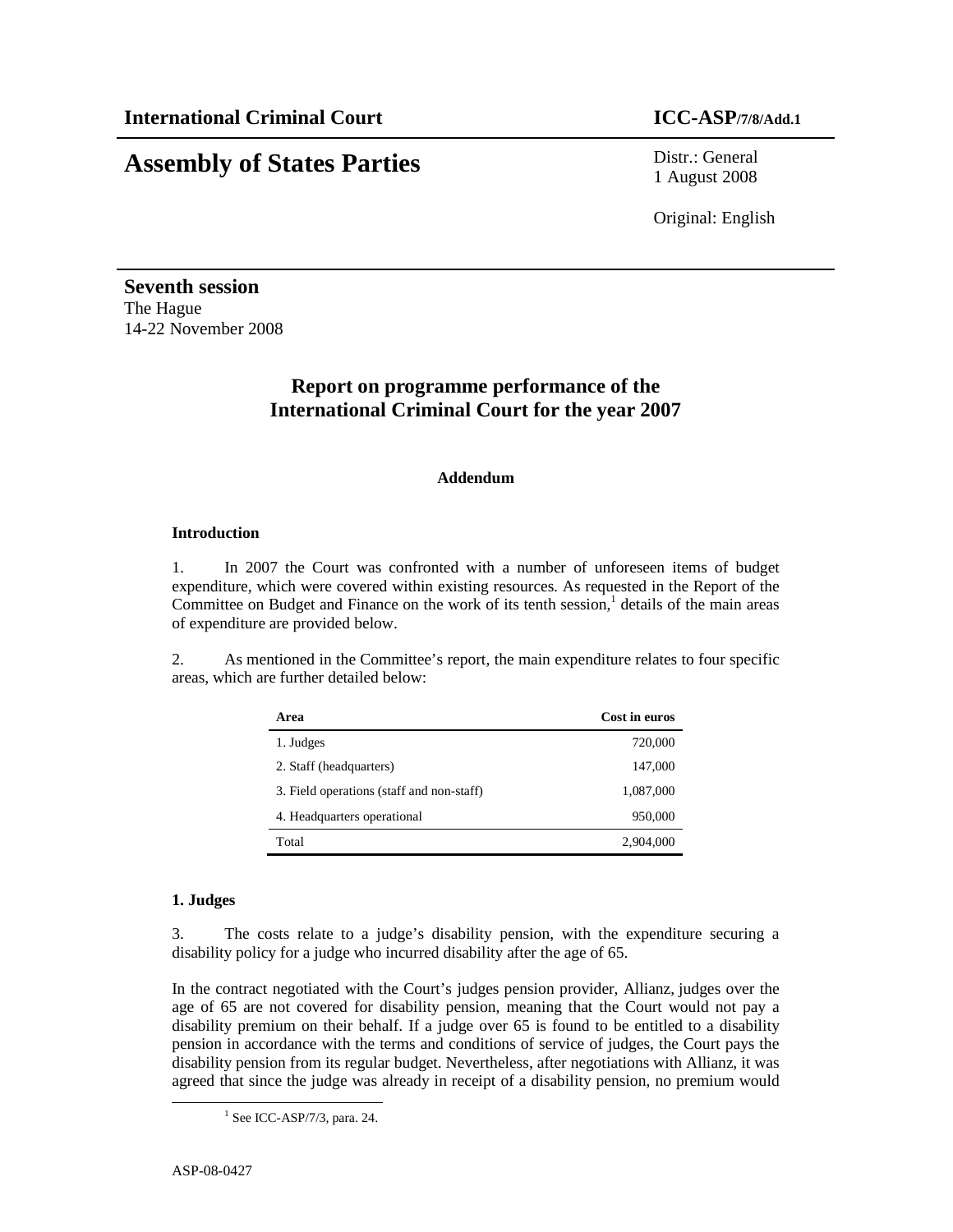**International Criminal Court** **ICC-ASP/7/8/Add.1**

# Assembly of States Parties

Distr.: General
1 August 2008

Original: English

**Seventh session**
The Hague
14-22 November 2008

## Report on programme performance of the International Criminal Court for the year 2007

**Addendum**

### Introduction

1. In 2007 the Court was confronted with a number of unforeseen items of budget expenditure, which were covered within existing resources. As requested in the Report of the Committee on Budget and Finance on the work of its tenth session,[1] details of the main areas of expenditure are provided below.

2. As mentioned in the Committee's report, the main expenditure relates to four specific areas, which are further detailed below:

| Area | Cost in euros |
|---|---|
| 1. Judges | 720,000 |
| 2. Staff (headquarters) | 147,000 |
| 3. Field operations (staff and non-staff) | 1,087,000 |
| 4. Headquarters operational | 950,000 |
| Total | 2,904,000 |

### 1. Judges

3. The costs relate to a judge's disability pension, with the expenditure securing a disability policy for a judge who incurred disability after the age of 65.

In the contract negotiated with the Court's judges pension provider, Allianz, judges over the age of 65 are not covered for disability pension, meaning that the Court would not pay a disability premium on their behalf. If a judge over 65 is found to be entitled to a disability pension in accordance with the terms and conditions of service of judges, the Court pays the disability pension from its regular budget. Nevertheless, after negotiations with Allianz, it was agreed that since the judge was already in receipt of a disability pension, no premium would

[1] See ICC-ASP/7/3, para. 24.

ASP-08-0427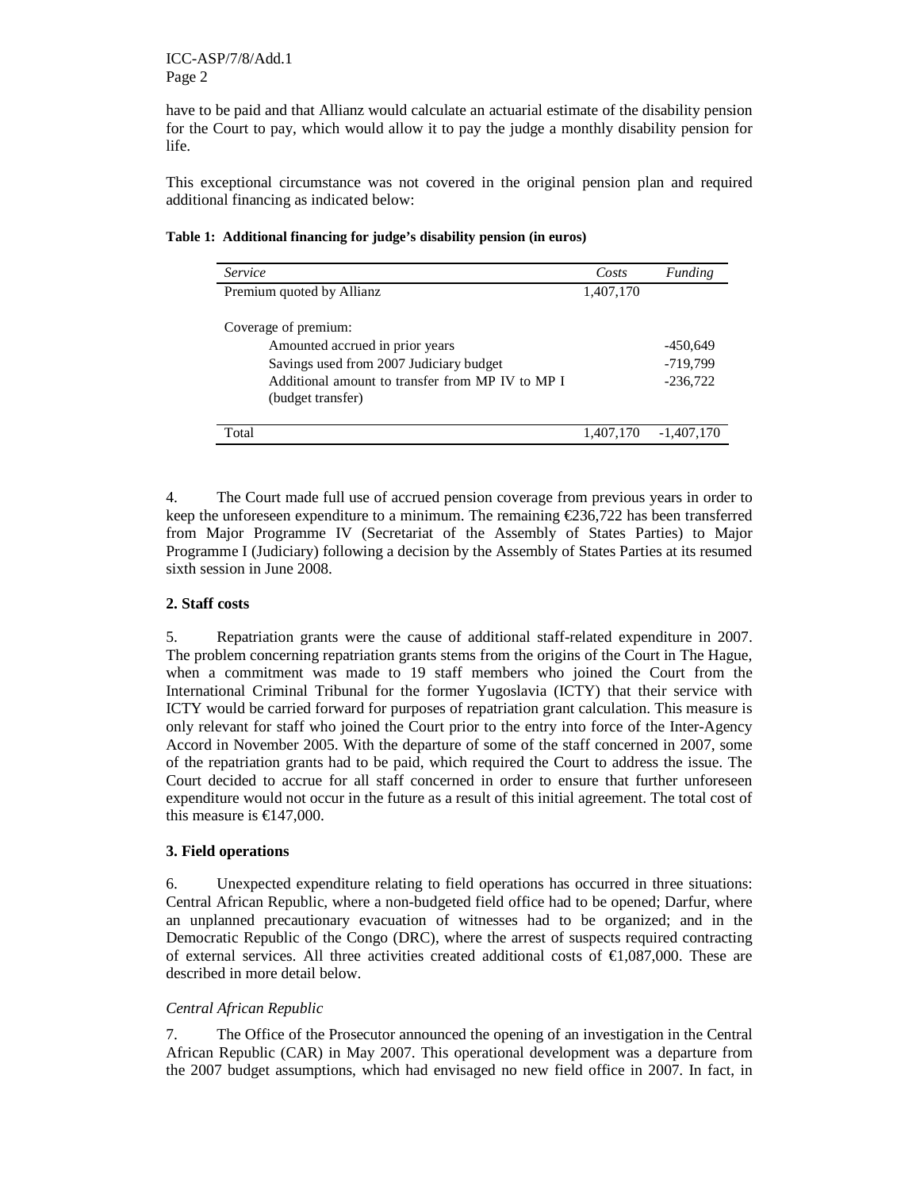have to be paid and that Allianz would calculate an actuarial estimate of the disability pension for the Court to pay, which would allow it to pay the judge a monthly disability pension for life.

This exceptional circumstance was not covered in the original pension plan and required additional financing as indicated below:

**Table 1: Additional financing for judge's disability pension (in euros)**

| *Service* | *Costs* | *Funding* |
|---|---|---|
| Premium quoted by Allianz | 1,407,170 | |
| Coverage of premium: | | |
| Amounted accrued in prior years | | -450,649 |
| Savings used from 2007 Judiciary budget | | -719,799 |
| Additional amount to transfer from MP IV to MP I (budget transfer) | | -236,722 |
| Total | 1,407,170 | -1,407,170 |

4. The Court made full use of accrued pension coverage from previous years in order to keep the unforeseen expenditure to a minimum. The remaining €236,722 has been transferred from Major Programme IV (Secretariat of the Assembly of States Parties) to Major Programme I (Judiciary) following a decision by the Assembly of States Parties at its resumed sixth session in June 2008.

**2. Staff costs**

5. Repatriation grants were the cause of additional staff-related expenditure in 2007. The problem concerning repatriation grants stems from the origins of the Court in The Hague, when a commitment was made to 19 staff members who joined the Court from the International Criminal Tribunal for the former Yugoslavia (ICTY) that their service with ICTY would be carried forward for purposes of repatriation grant calculation. This measure is only relevant for staff who joined the Court prior to the entry into force of the Inter-Agency Accord in November 2005. With the departure of some of the staff concerned in 2007, some of the repatriation grants had to be paid, which required the Court to address the issue. The Court decided to accrue for all staff concerned in order to ensure that further unforeseen expenditure would not occur in the future as a result of this initial agreement. The total cost of this measure is €147,000.

**3. Field operations**

6. Unexpected expenditure relating to field operations has occurred in three situations: Central African Republic, where a non-budgeted field office had to be opened; Darfur, where an unplanned precautionary evacuation of witnesses had to be organized; and in the Democratic Republic of the Congo (DRC), where the arrest of suspects required contracting of external services. All three activities created additional costs of €1,087,000. These are described in more detail below.

*Central African Republic*

7. The Office of the Prosecutor announced the opening of an investigation in the Central African Republic (CAR) in May 2007. This operational development was a departure from the 2007 budget assumptions, which had envisaged no new field office in 2007. In fact, in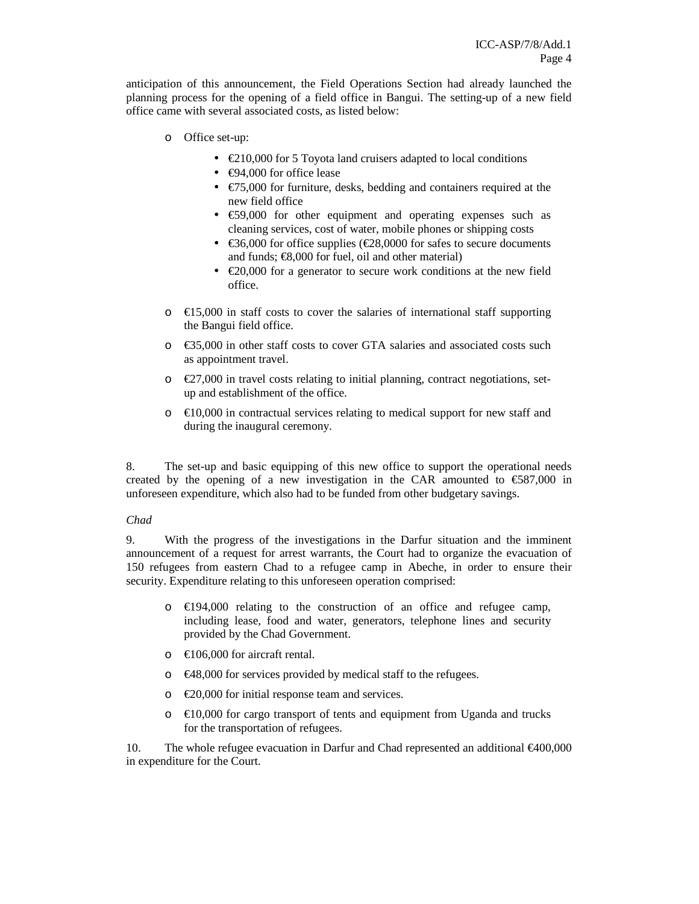anticipation of this announcement, the Field Operations Section had already launched the planning process for the opening of a field office in Bangui. The setting-up of a new field office came with several associated costs, as listed below:

- Office set-up:
  - €210,000 for 5 Toyota land cruisers adapted to local conditions
  - €94,000 for office lease
  - €75,000 for furniture, desks, bedding and containers required at the new field office
  - €59,000 for other equipment and operating expenses such as cleaning services, cost of water, mobile phones or shipping costs
  - €36,000 for office supplies (€28,0000 for safes to secure documents and funds; €8,000 for fuel, oil and other material)
  - €20,000 for a generator to secure work conditions at the new field office.
- €15,000 in staff costs to cover the salaries of international staff supporting the Bangui field office.
- €35,000 in other staff costs to cover GTA salaries and associated costs such as appointment travel.
- €27,000 in travel costs relating to initial planning, contract negotiations, set-up and establishment of the office.
- €10,000 in contractual services relating to medical support for new staff and during the inaugural ceremony.

8. The set-up and basic equipping of this new office to support the operational needs created by the opening of a new investigation in the CAR amounted to €587,000 in unforeseen expenditure, which also had to be funded from other budgetary savings.

*Chad*

9. With the progress of the investigations in the Darfur situation and the imminent announcement of a request for arrest warrants, the Court had to organize the evacuation of 150 refugees from eastern Chad to a refugee camp in Abeche, in order to ensure their security. Expenditure relating to this unforeseen operation comprised:

- €194,000 relating to the construction of an office and refugee camp, including lease, food and water, generators, telephone lines and security provided by the Chad Government.
- €106,000 for aircraft rental.
- €48,000 for services provided by medical staff to the refugees.
- €20,000 for initial response team and services.
- €10,000 for cargo transport of tents and equipment from Uganda and trucks for the transportation of refugees.

10. The whole refugee evacuation in Darfur and Chad represented an additional €400,000 in expenditure for the Court.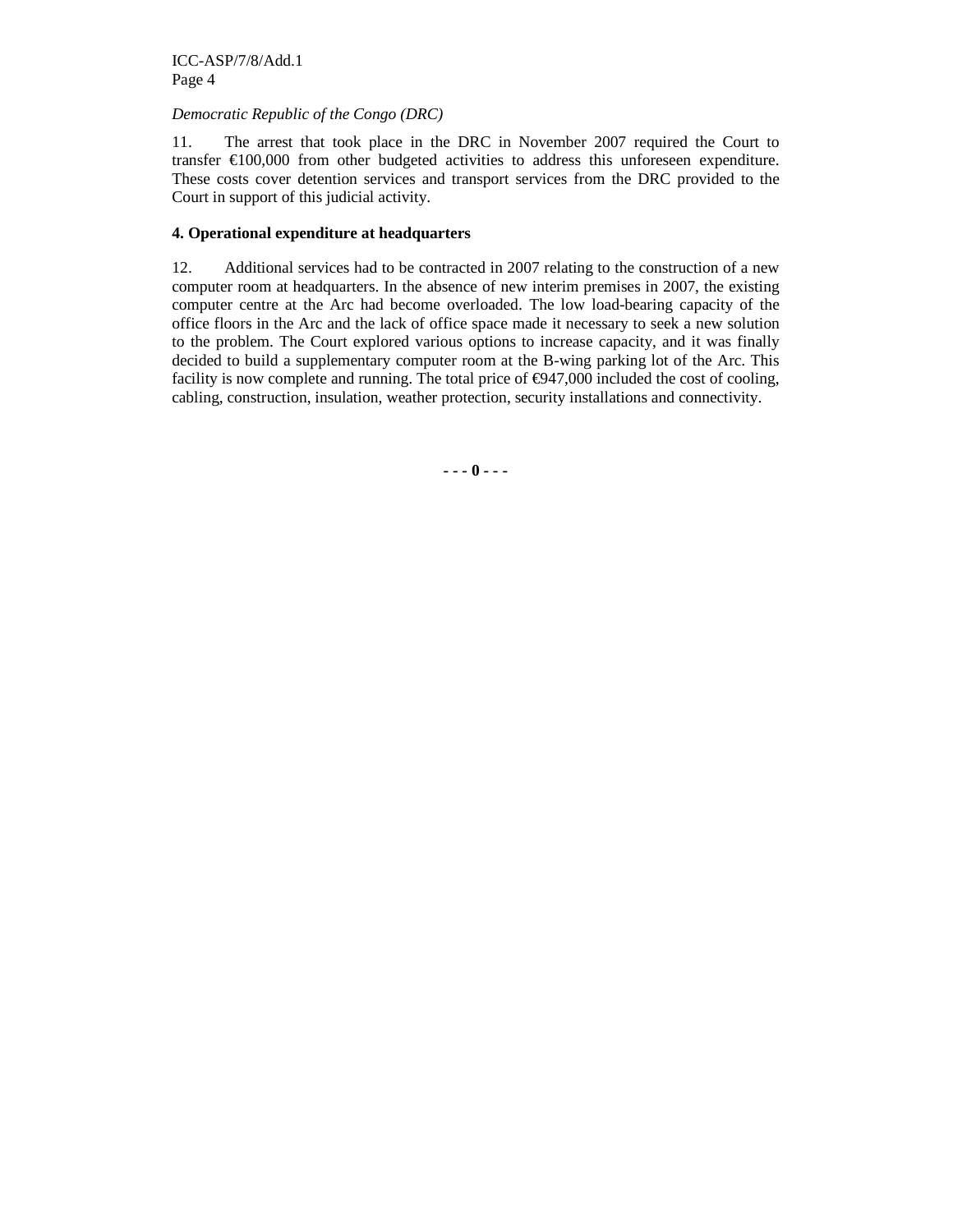*Democratic Republic of the Congo (DRC)*

11. The arrest that took place in the DRC in November 2007 required the Court to transfer €100,000 from other budgeted activities to address this unforeseen expenditure. These costs cover detention services and transport services from the DRC provided to the Court in support of this judicial activity.

**4. Operational expenditure at headquarters**

12. Additional services had to be contracted in 2007 relating to the construction of a new computer room at headquarters. In the absence of new interim premises in 2007, the existing computer centre at the Arc had become overloaded. The low load-bearing capacity of the office floors in the Arc and the lack of office space made it necessary to seek a new solution to the problem. The Court explored various options to increase capacity, and it was finally decided to build a supplementary computer room at the B-wing parking lot of the Arc. This facility is now complete and running. The total price of €947,000 included the cost of cooling, cabling, construction, insulation, weather protection, security installations and connectivity.

**- - - 0 - - -**